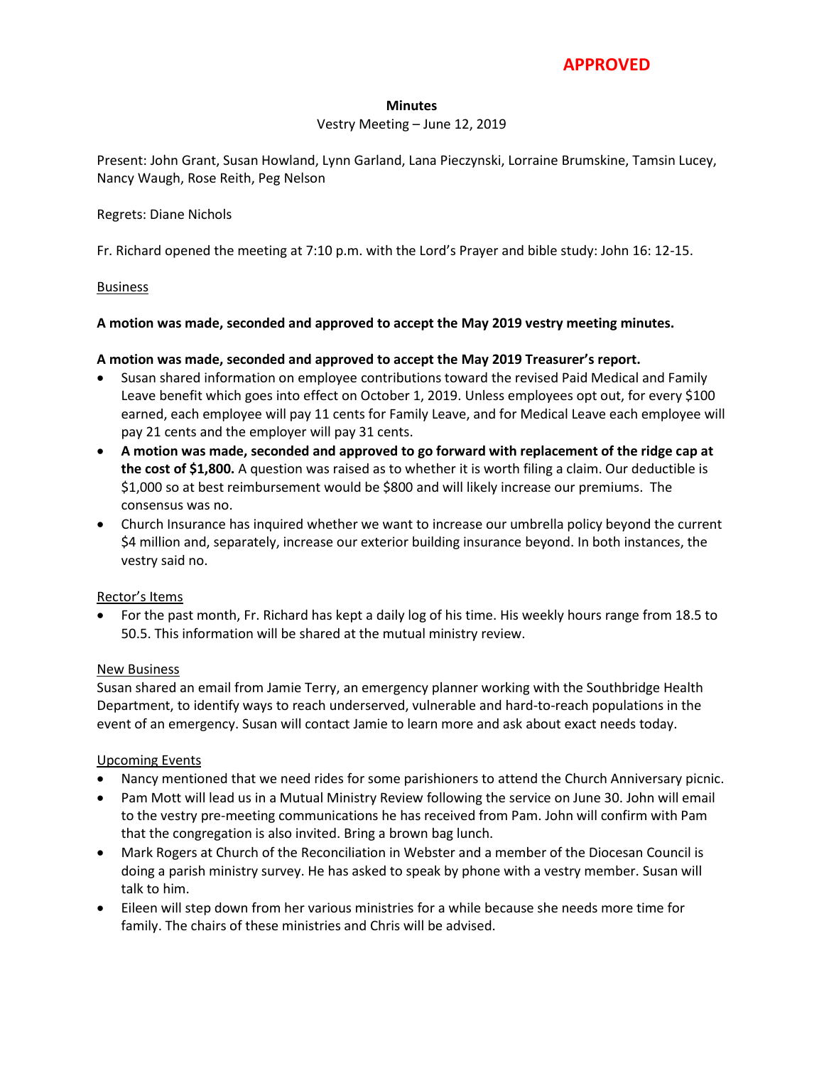**APPROVED**

**Minutes**

Vestry Meeting – June 12, 2019

Present: John Grant, Susan Howland, Lynn Garland, Lana Pieczynski, Lorraine Brumskine, Tamsin Lucey, Nancy Waugh, Rose Reith, Peg Nelson

Regrets: Diane Nichols

Fr. Richard opened the meeting at 7:10 p.m. with the Lord's Prayer and bible study: John 16: 12-15.

<u>Business</u>

**A motion was made, seconded and approved to accept the May 2019 vestry meeting minutes.**

**A motion was made, seconded and approved to accept the May 2019 Treasurer's report.**

- Susan shared information on employee contributions toward the revised Paid Medical and Family Leave benefit which goes into effect on October 1, 2019. Unless employees opt out, for every $100 earned, each employee will pay 11 cents for Family Leave, and for Medical Leave each employee will pay 21 cents and the employer will pay 31 cents.
- **A motion was made, seconded and approved to go forward with replacement of the ridge cap at the cost of $1,800.** A question was raised as to whether it is worth filing a claim. Our deductible is $1,000 so at best reimbursement would be $800 and will likely increase our premiums. The consensus was no.
- Church Insurance has inquired whether we want to increase our umbrella policy beyond the current $4 million and, separately, increase our exterior building insurance beyond. In both instances, the vestry said no.

<u>Rector's Items</u>

- For the past month, Fr. Richard has kept a daily log of his time. His weekly hours range from 18.5 to 50.5. This information will be shared at the mutual ministry review.

<u>New Business</u>

Susan shared an email from Jamie Terry, an emergency planner working with the Southbridge Health Department, to identify ways to reach underserved, vulnerable and hard-to-reach populations in the event of an emergency. Susan will contact Jamie to learn more and ask about exact needs today.

<u>Upcoming Events</u>

- Nancy mentioned that we need rides for some parishioners to attend the Church Anniversary picnic.
- Pam Mott will lead us in a Mutual Ministry Review following the service on June 30. John will email to the vestry pre-meeting communications he has received from Pam. John will confirm with Pam that the congregation is also invited. Bring a brown bag lunch.
- Mark Rogers at Church of the Reconciliation in Webster and a member of the Diocesan Council is doing a parish ministry survey. He has asked to speak by phone with a vestry member. Susan will talk to him.
- Eileen will step down from her various ministries for a while because she needs more time for family. The chairs of these ministries and Chris will be advised.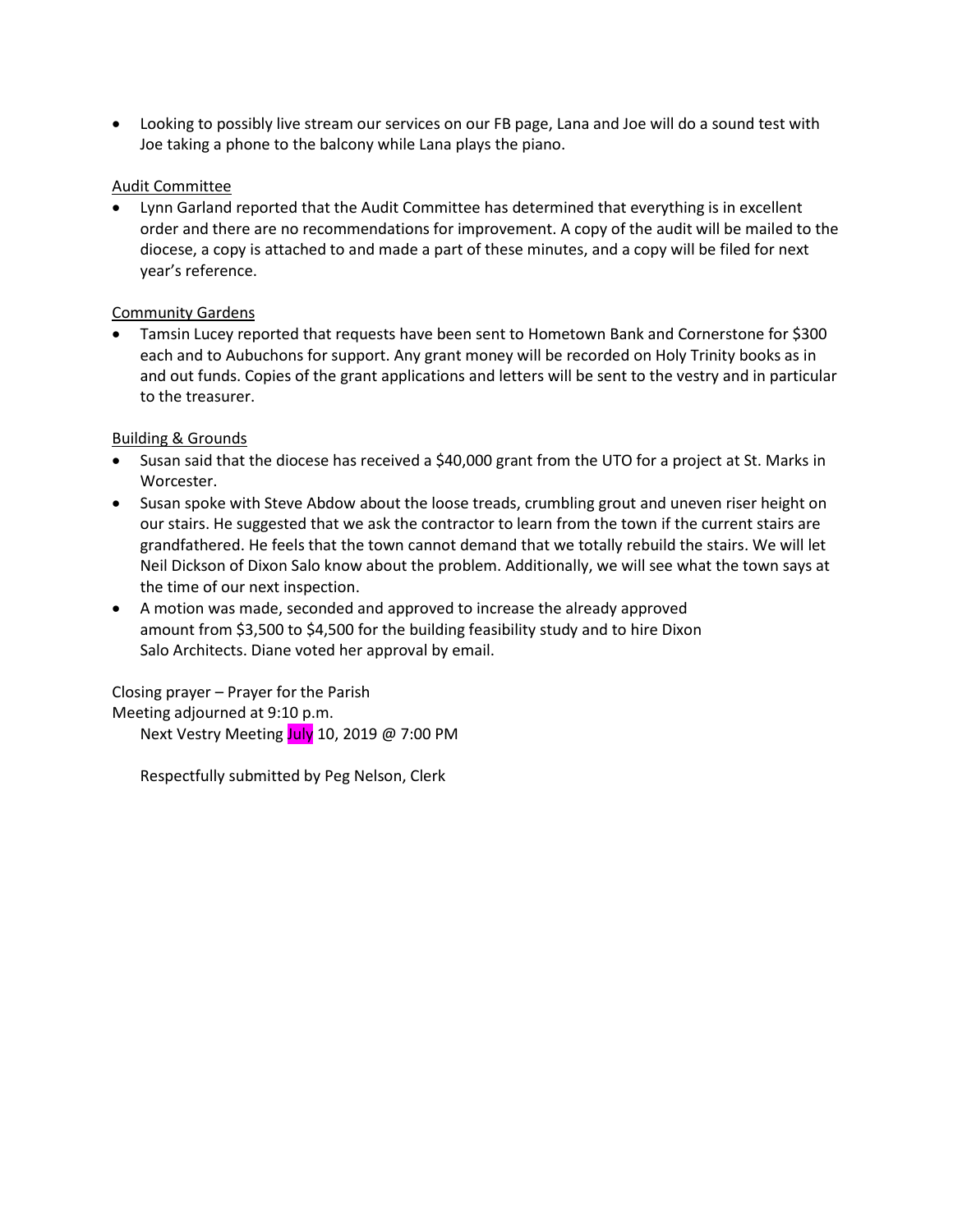- Looking to possibly live stream our services on our FB page, Lana and Joe will do a sound test with Joe taking a phone to the balcony while Lana plays the piano.

Audit Committee

- Lynn Garland reported that the Audit Committee has determined that everything is in excellent order and there are no recommendations for improvement. A copy of the audit will be mailed to the diocese, a copy is attached to and made a part of these minutes, and a copy will be filed for next year's reference.

Community Gardens

- Tamsin Lucey reported that requests have been sent to Hometown Bank and Cornerstone for $300 each and to Aubuchons for support. Any grant money will be recorded on Holy Trinity books as in and out funds. Copies of the grant applications and letters will be sent to the vestry and in particular to the treasurer.

Building & Grounds

- Susan said that the diocese has received a $40,000 grant from the UTO for a project at St. Marks in Worcester.
- Susan spoke with Steve Abdow about the loose treads, crumbling grout and uneven riser height on our stairs. He suggested that we ask the contractor to learn from the town if the current stairs are grandfathered. He feels that the town cannot demand that we totally rebuild the stairs. We will let Neil Dickson of Dixon Salo know about the problem. Additionally, we will see what the town says at the time of our next inspection.
- A motion was made, seconded and approved to increase the already approved amount from $3,500 to $4,500 for the building feasibility study and to hire Dixon Salo Architects. Diane voted her approval by email.

Closing prayer – Prayer for the Parish
Meeting adjourned at 9:10 p.m.

Next Vestry Meeting July 10, 2019 @ 7:00 PM

Respectfully submitted by Peg Nelson, Clerk